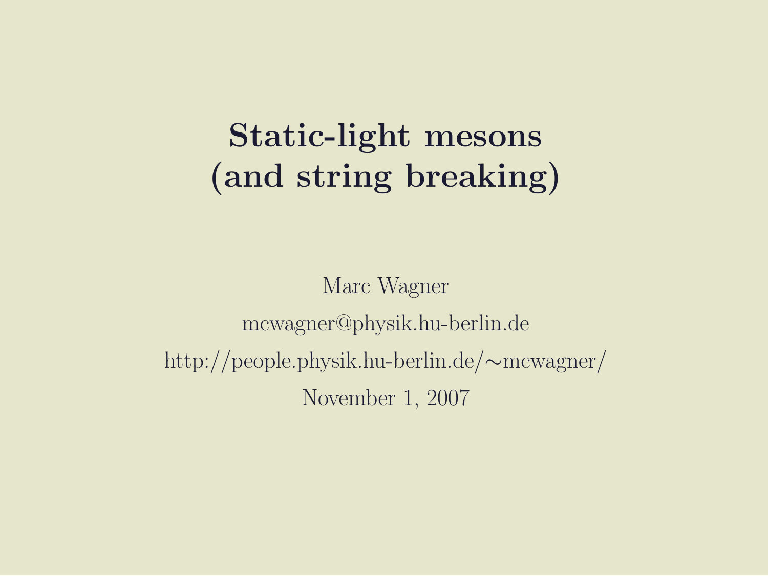# Static-light mesons (and string breaking)

Marc Wagner

mcwagner@physik.hu-berlin.de

http://people.physik.hu-berlin.de/∼mcwagner/

November 1, 2007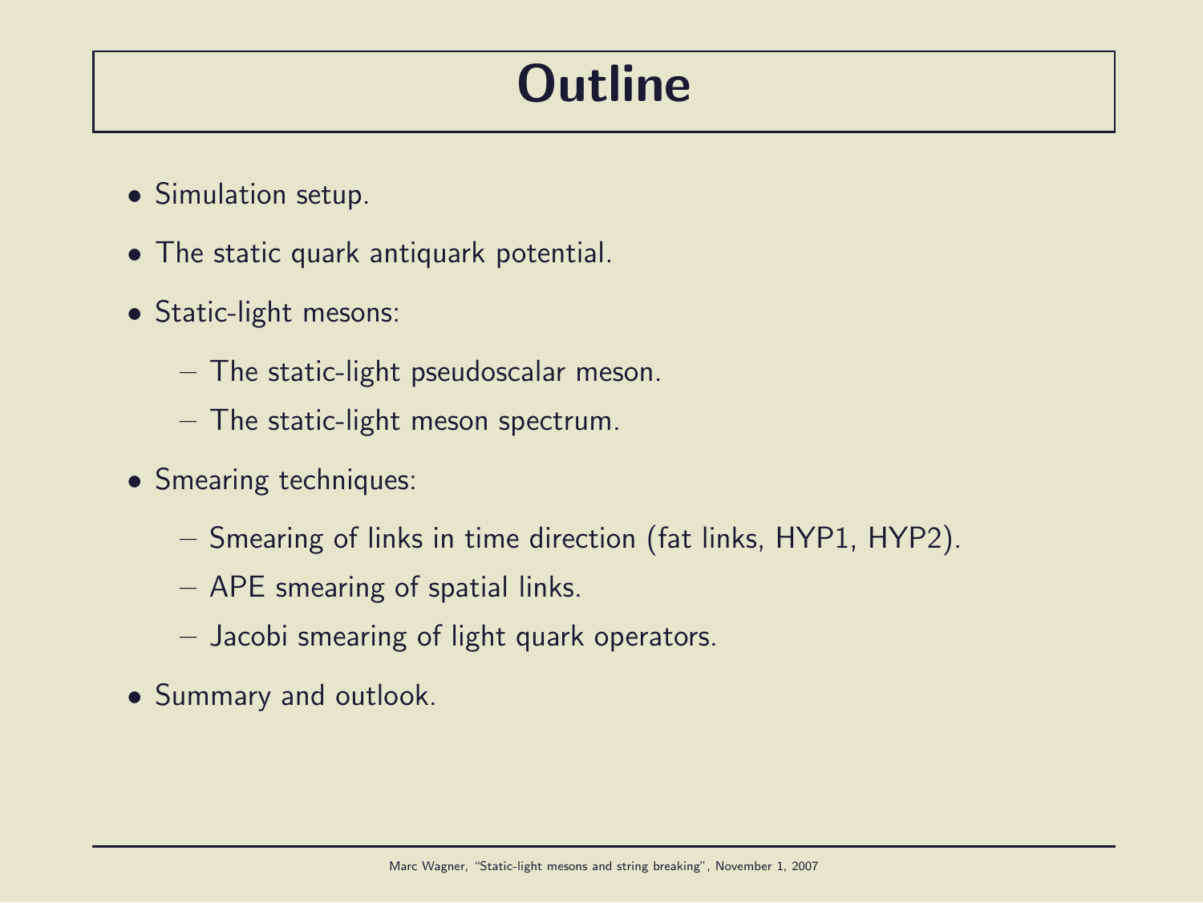# Outline

- Simulation setup.
- The static quark antiquark potential.
- Static-light mesons:
  - The static-light pseudoscalar meson.
  - The static-light meson spectrum.
- Smearing techniques:
  - Smearing of links in time direction (fat links, HYP1, HYP2).
  - APE smearing of spatial links.
  - Jacobi smearing of light quark operators.
- Summary and outlook.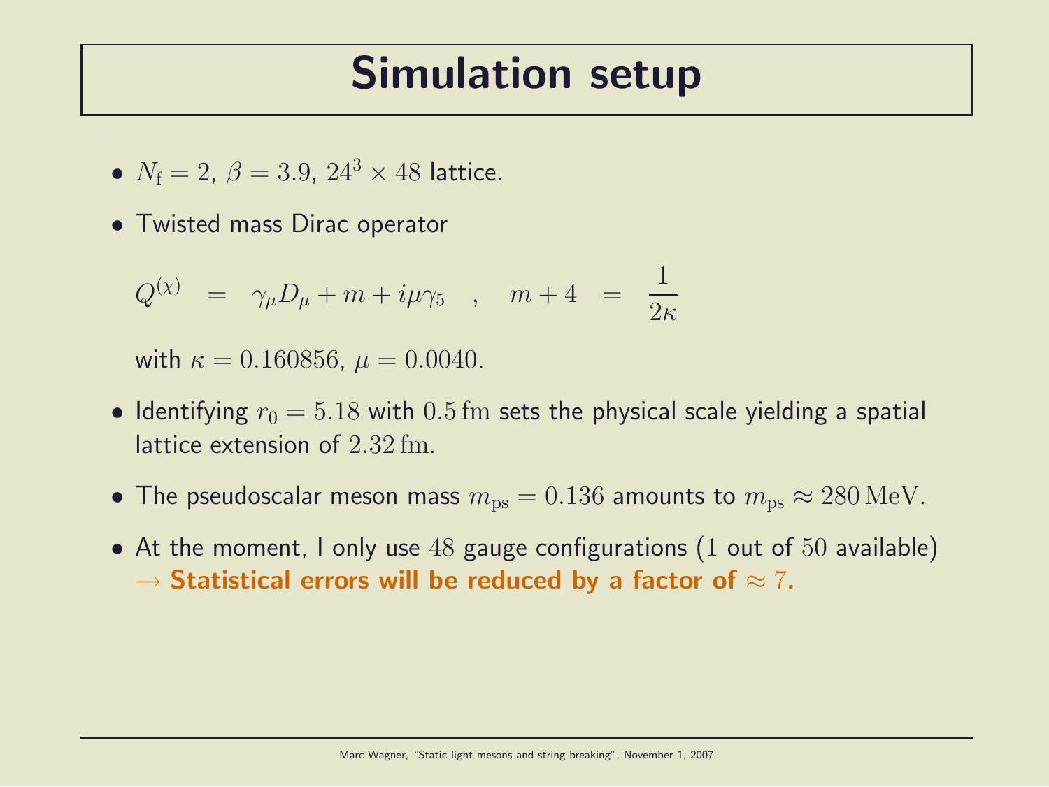# Simulation setup

- $N_\mathrm{f} = 2$, $\beta = 3.9$, $24^3 \times 48$ lattice.
- Twisted mass Dirac operator

$$Q^{(\chi)} \quad = \quad \gamma_\mu D_\mu + m + i\mu\gamma_5 \quad , \quad m + 4 \quad = \quad \frac{1}{2\kappa}$$

  with $\kappa = 0.160856$, $\mu = 0.0040$.

- Identifying $r_0 = 5.18$ with $0.5\,\mathrm{fm}$ sets the physical scale yielding a spatial lattice extension of $2.32\,\mathrm{fm}$.
- The pseudoscalar meson mass $m_\mathrm{ps} = 0.136$ amounts to $m_\mathrm{ps} \approx 280\,\mathrm{MeV}$.
- At the moment, I only use $48$ gauge configurations ($1$ out of $50$ available) $\rightarrow$ **Statistical errors will be reduced by a factor of $\approx 7$.**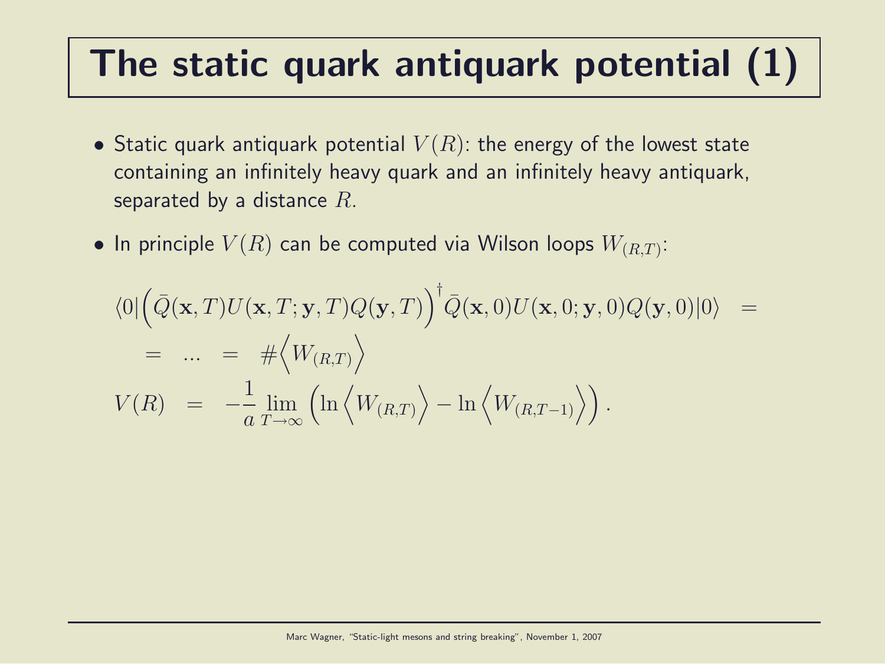# The static quark antiquark potential (1)

- Static quark antiquark potential $V(R)$: the energy of the lowest state containing an infinitely heavy quark and an infinitely heavy antiquark, separated by a distance $R$.
- In principle $V(R)$ can be computed via Wilson loops $W_{(R,T)}$:

$$
\begin{aligned}
&\langle 0| \Big( \bar{Q}(\mathbf{x}, T) U(\mathbf{x}, T; \mathbf{y}, T) Q(\mathbf{y}, T) \Big)^\dagger \bar{Q}(\mathbf{x}, 0) U(\mathbf{x}, 0; \mathbf{y}, 0) Q(\mathbf{y}, 0) |0\rangle \quad = \\
&\quad = \quad \ldots \quad = \quad \# \Big\langle W_{(R,T)} \Big\rangle \\
&V(R) \quad = \quad -\frac{1}{a} \lim_{T \to \infty} \Big( \ln \Big\langle W_{(R,T)} \Big\rangle - \ln \Big\langle W_{(R,T-1)} \Big\rangle \Big) .
\end{aligned}
$$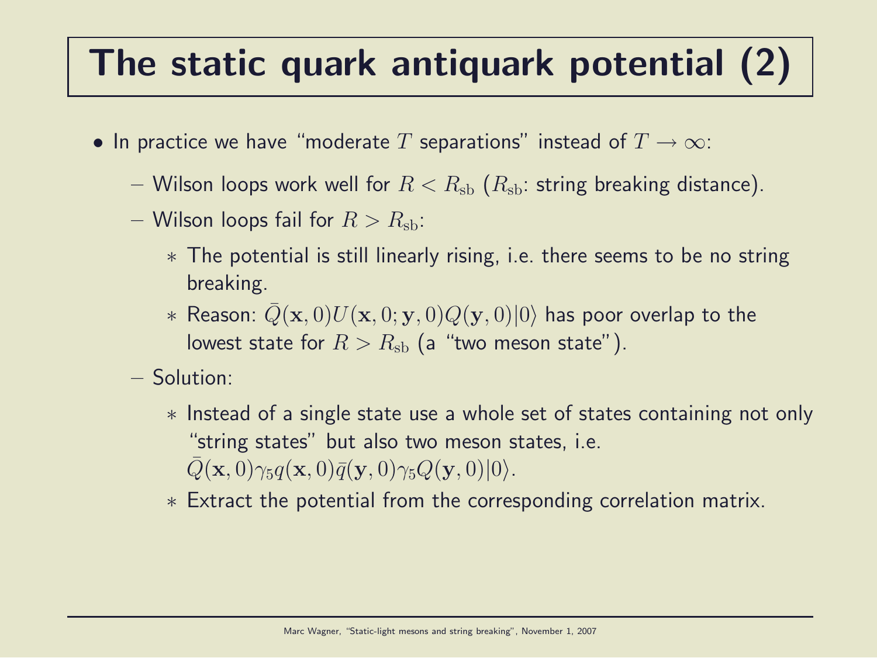# The static quark antiquark potential (2)

- In practice we have "moderate $T$ separations" instead of $T \rightarrow \infty$:
  - Wilson loops work well for $R < R_{\mathrm{sb}}$ ($R_{\mathrm{sb}}$: string breaking distance).
  - Wilson loops fail for $R > R_{\mathrm{sb}}$:
    * The potential is still linearly rising, i.e. there seems to be no string breaking.
    * Reason: $\bar{Q}(\mathbf{x}, 0) U(\mathbf{x}, 0; \mathbf{y}, 0) Q(\mathbf{y}, 0) |0\rangle$ has poor overlap to the lowest state for $R > R_{\mathrm{sb}}$ (a "two meson state").
  - Solution:
    * Instead of a single state use a whole set of states containing not only "string states" but also two meson states, i.e. $\bar{Q}(\mathbf{x}, 0) \gamma_5 q(\mathbf{x}, 0) \bar{q}(\mathbf{y}, 0) \gamma_5 Q(\mathbf{y}, 0) |0\rangle$.
    * Extract the potential from the corresponding correlation matrix.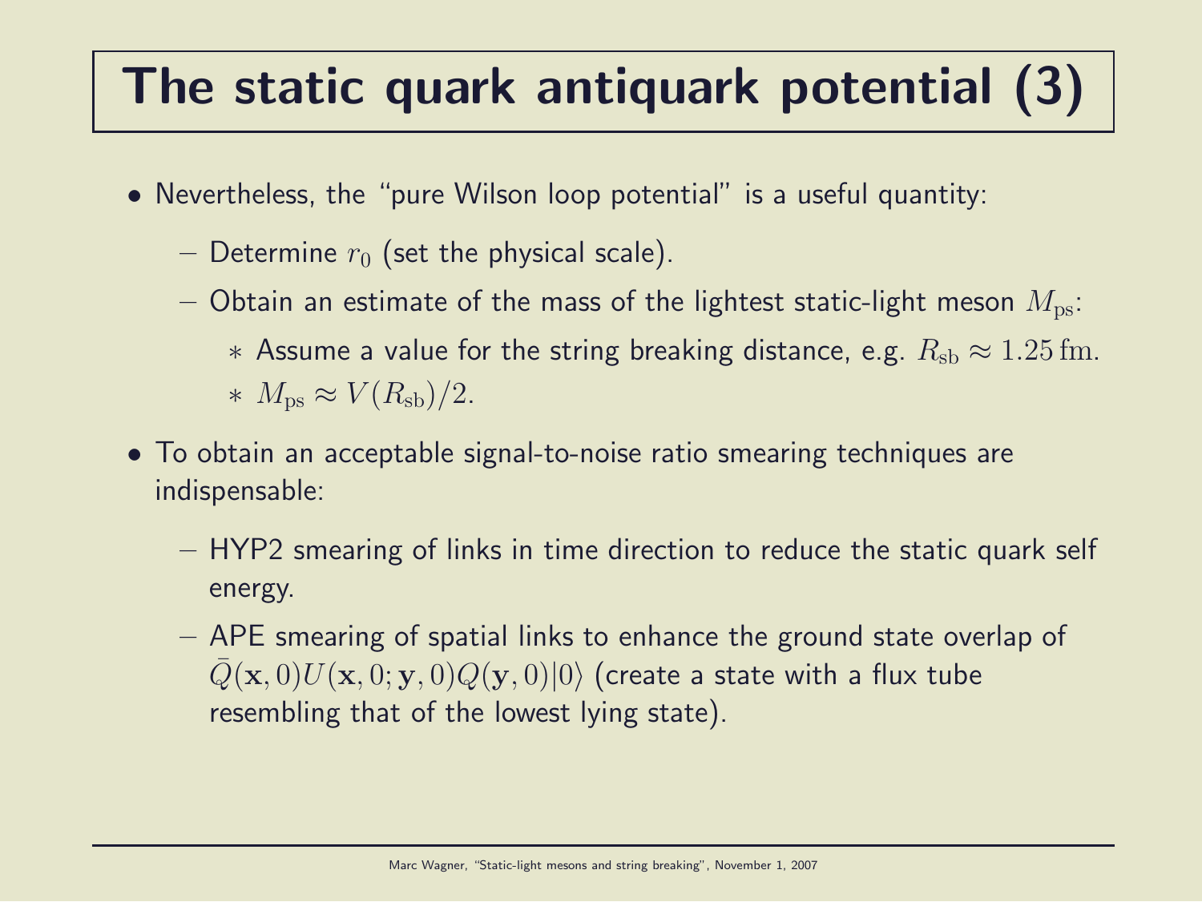# The static quark antiquark potential (3)

- Nevertheless, the "pure Wilson loop potential" is a useful quantity:
  - Determine $r_0$ (set the physical scale).
  - Obtain an estimate of the mass of the lightest static-light meson $M_\mathrm{ps}$:
    - Assume a value for the string breaking distance, e.g. $R_\mathrm{sb} \approx 1.25\,\mathrm{fm}$.
    - $M_\mathrm{ps} \approx V(R_\mathrm{sb})/2$.
- To obtain an acceptable signal-to-noise ratio smearing techniques are indispensable:
  - HYP2 smearing of links in time direction to reduce the static quark self energy.
  - APE smearing of spatial links to enhance the ground state overlap of $\bar{Q}(\mathbf{x},0)U(\mathbf{x},0;\mathbf{y},0)Q(\mathbf{y},0)|0\rangle$ (create a state with a flux tube resembling that of the lowest lying state).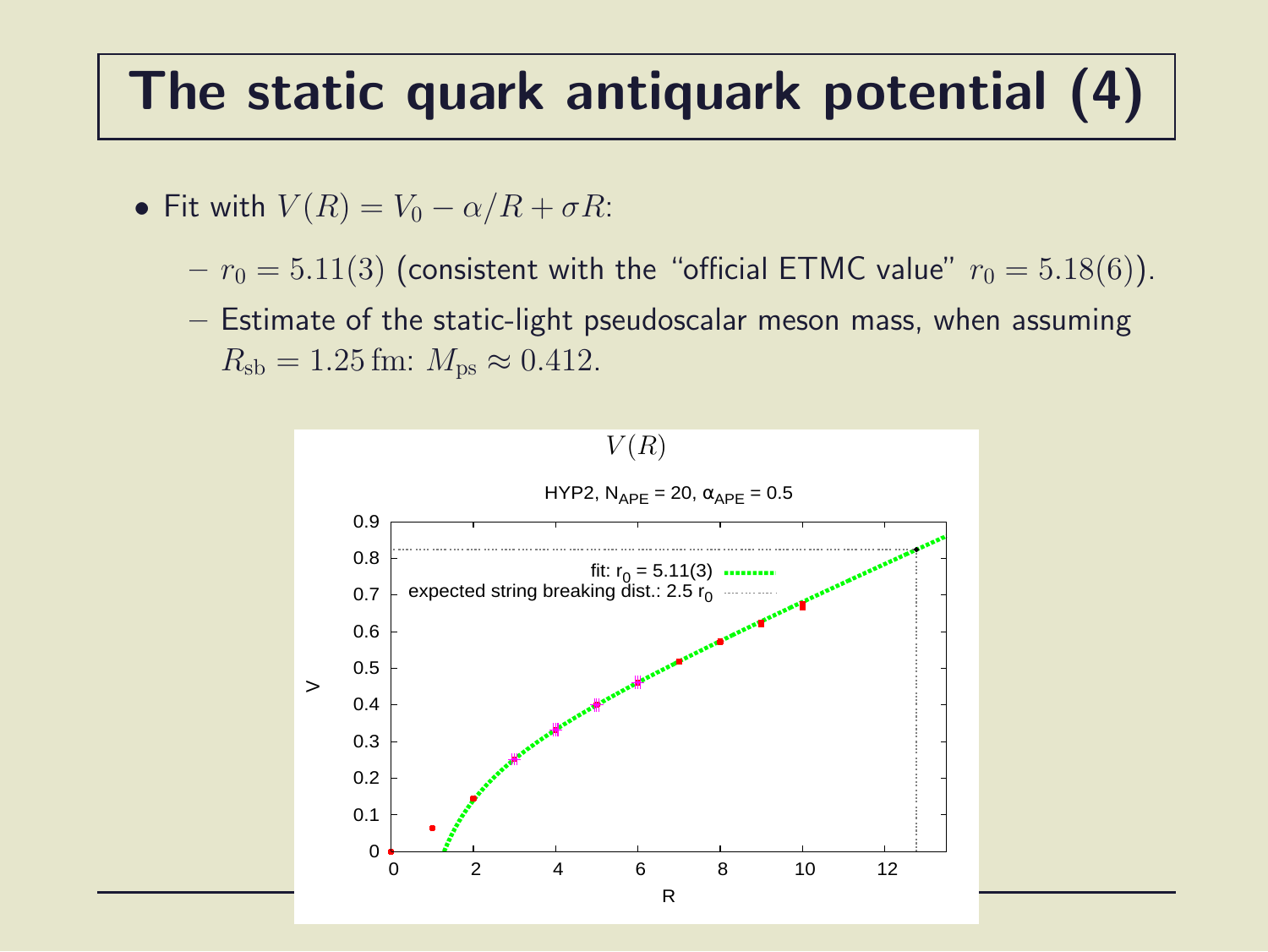# The static quark antiquark potential (4)

- Fit with $V(R) = V_0 - \alpha/R + \sigma R$:
  - $r_0 = 5.11(3)$ (consistent with the "official ETMC value" $r_0 = 5.18(6)$).
  - Estimate of the static-light pseudoscalar meson mass, when assuming $R_{\mathrm{sb}} = 1.25\,\mathrm{fm}$: $M_{\mathrm{ps}} \approx 0.412$.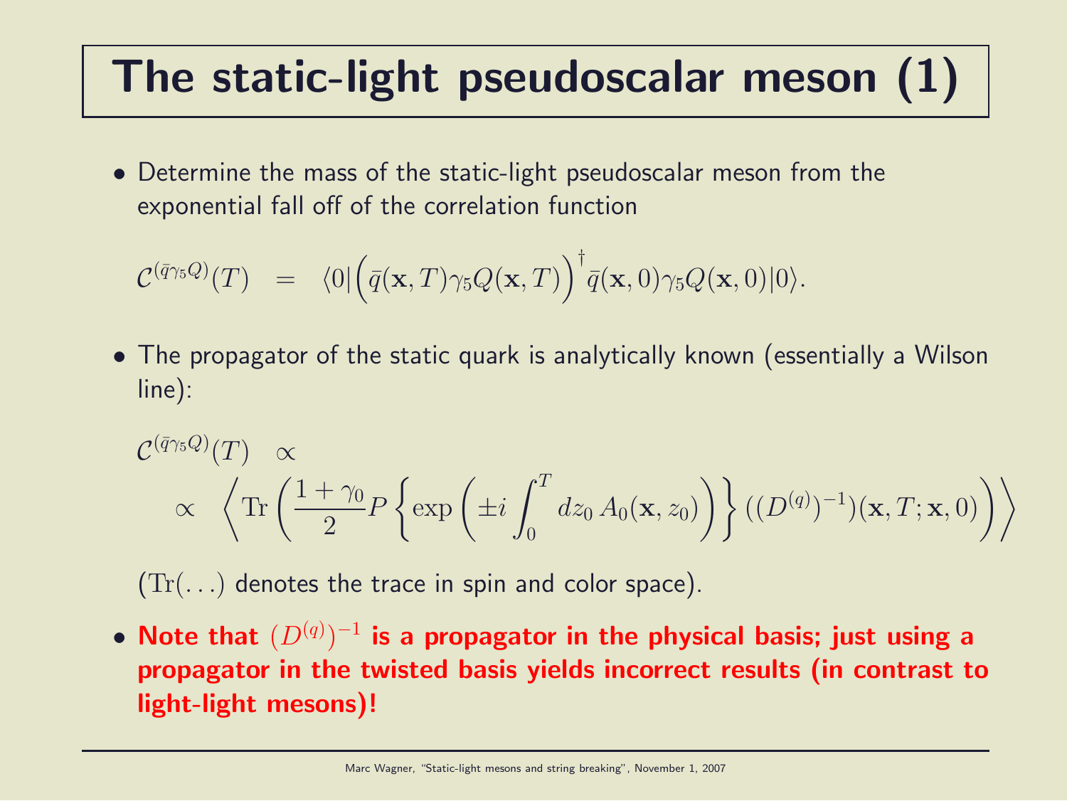# The static-light pseudoscalar meson (1)

- Determine the mass of the static-light pseudoscalar meson from the exponential fall off of the correlation function

$$\mathcal{C}^{(\bar{q}\gamma_5 Q)}(T) \;\;=\;\; \langle 0|\Big(\bar{q}(\mathbf{x},T)\gamma_5 Q(\mathbf{x},T)\Big)^\dagger \bar{q}(\mathbf{x},0)\gamma_5 Q(\mathbf{x},0)|0\rangle.$$

- The propagator of the static quark is analytically known (essentially a Wilson line):

$$\mathcal{C}^{(\bar{q}\gamma_5 Q)}(T) \;\;\propto$$
$$\propto \;\; \left\langle \mathrm{Tr}\left(\frac{1+\gamma_0}{2} P\left\{\exp\left(\pm i\int_0^T dz_0\, A_0(\mathbf{x},z_0)\right)\right\}((D^{(q)})^{-1})(\mathbf{x},T;\mathbf{x},0)\right)\right\rangle$$

($\mathrm{Tr}(\ldots)$ denotes the trace in spin and color space).

- **Note that $(D^{(q)})^{-1}$ is a propagator in the physical basis; just using a propagator in the twisted basis yields incorrect results (in contrast to light-light mesons)!**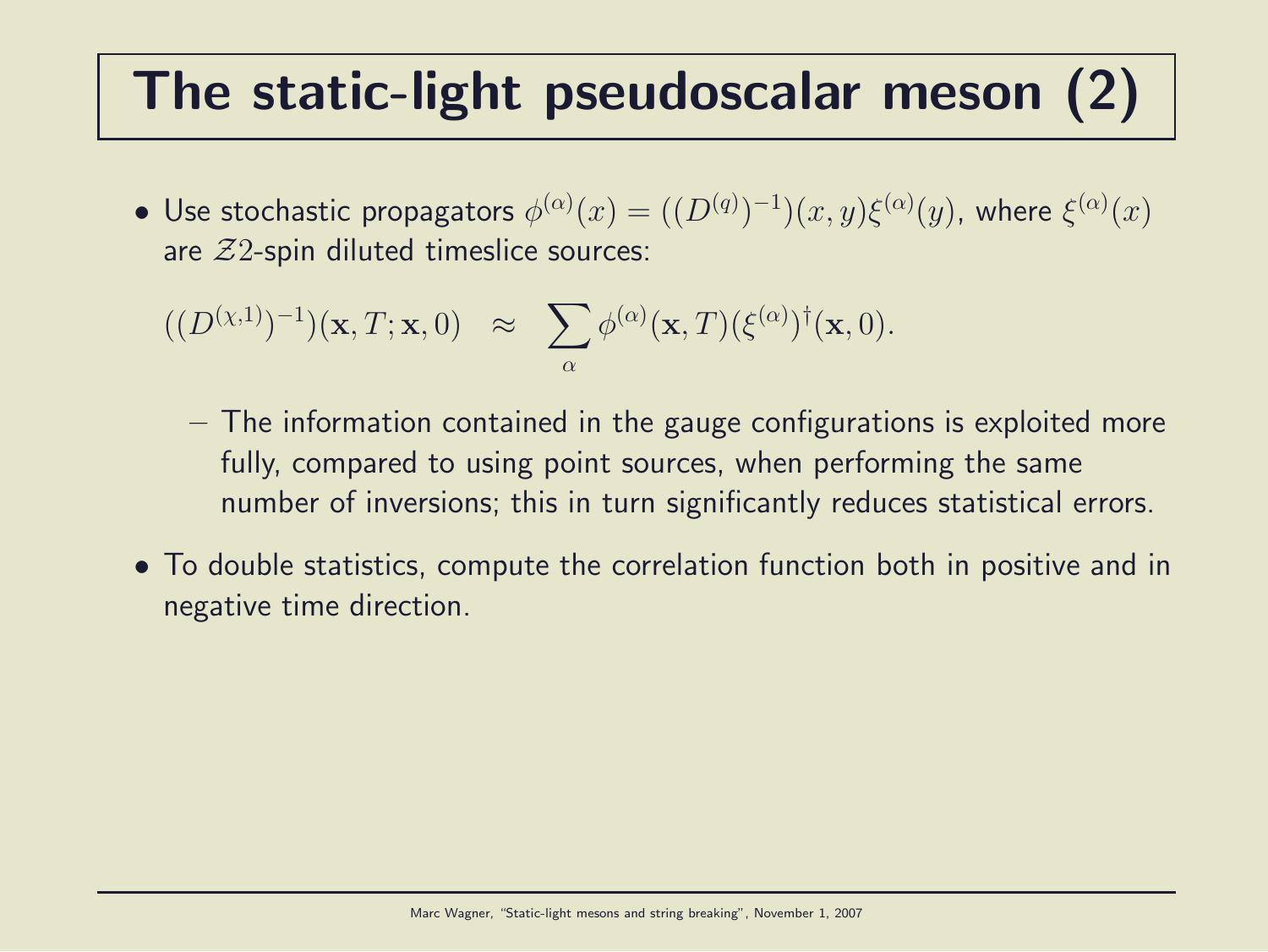# The static-light pseudoscalar meson (2)

- Use stochastic propagators $\phi^{(\alpha)}(x) = ((D^{(q)})^{-1})(x,y)\xi^{(\alpha)}(y)$, where $\xi^{(\alpha)}(x)$ are $\mathcal{Z}2$-spin diluted timeslice sources:

$$((D^{(\chi,1)})^{-1})(\mathbf{x},T;\mathbf{x},0) \quad \approx \quad \sum_\alpha \phi^{(\alpha)}(\mathbf{x},T)(\xi^{(\alpha)})^\dagger(\mathbf{x},0).$$

  - The information contained in the gauge configurations is exploited more fully, compared to using point sources, when performing the same number of inversions; this in turn significantly reduces statistical errors.

- To double statistics, compute the correlation function both in positive and in negative time direction.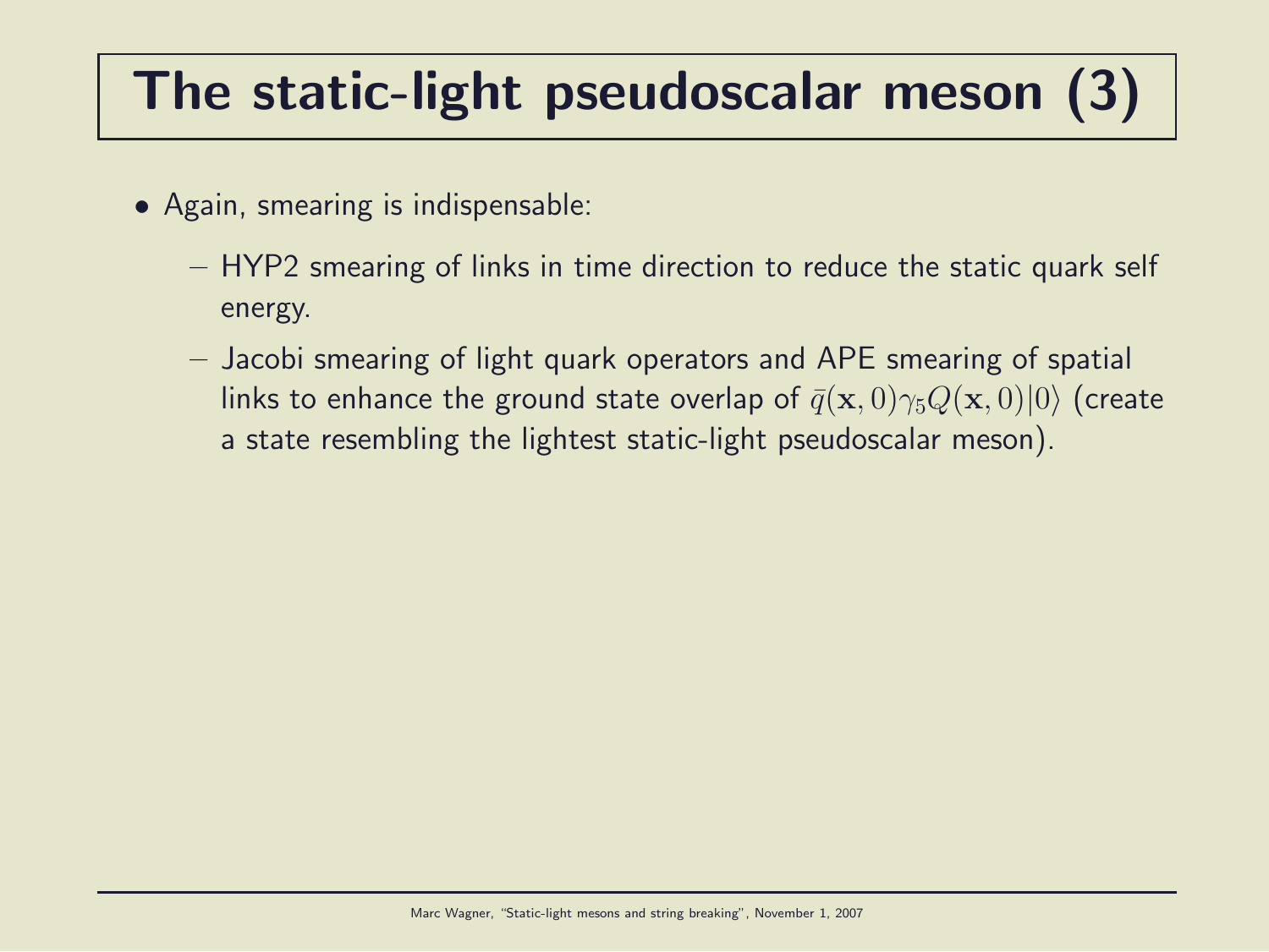# The static-light pseudoscalar meson (3)

- Again, smearing is indispensable:
  - HYP2 smearing of links in time direction to reduce the static quark self energy.
  - Jacobi smearing of light quark operators and APE smearing of spatial links to enhance the ground state overlap of $\bar{q}(\mathbf{x}, 0)\gamma_5 Q(\mathbf{x}, 0)|0\rangle$ (create a state resembling the lightest static-light pseudoscalar meson).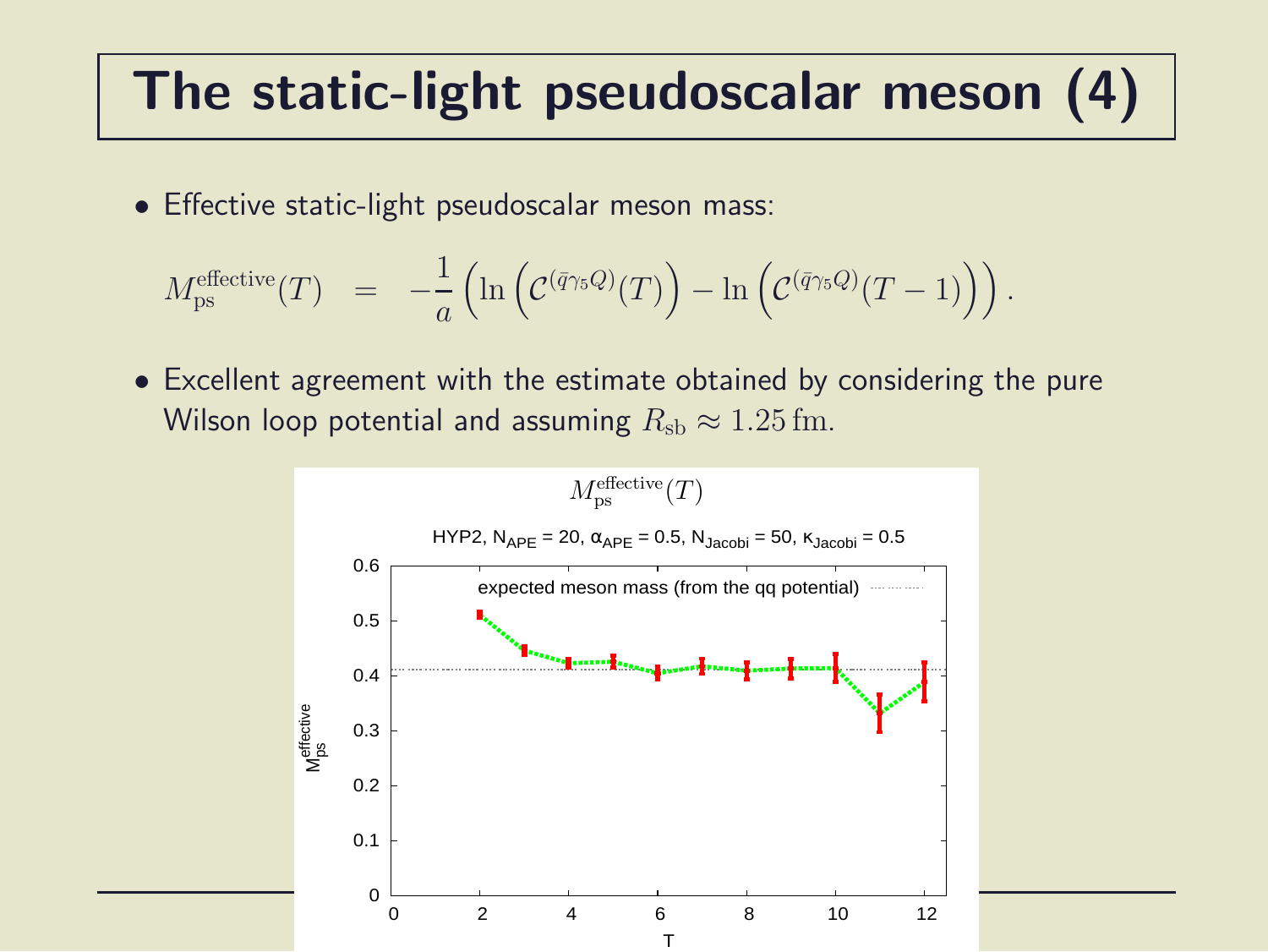# The static-light pseudoscalar meson (4)

- Effective static-light pseudoscalar meson mass:

$$M_{\mathrm{ps}}^{\mathrm{effective}}(T) = -\frac{1}{a}\left(\ln\left(\mathcal{C}^{(\bar{q}\gamma_5 Q)}(T)\right) - \ln\left(\mathcal{C}^{(\bar{q}\gamma_5 Q)}(T-1)\right)\right).$$

- Excellent agreement with the estimate obtained by considering the pure Wilson loop potential and assuming $R_{\mathrm{sb}} \approx 1.25\,\mathrm{fm}$.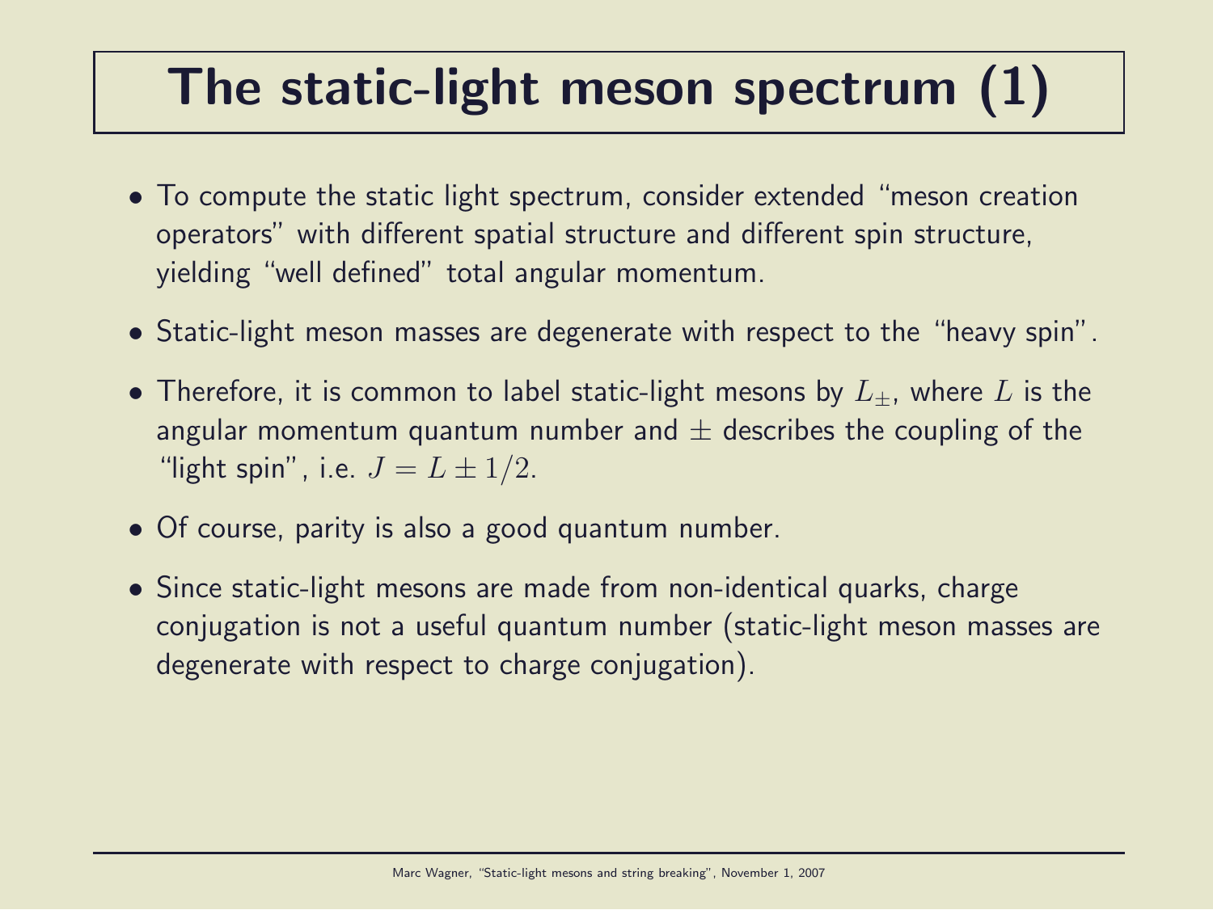# The static-light meson spectrum (1)

- To compute the static light spectrum, consider extended "meson creation operators" with different spatial structure and different spin structure, yielding "well defined" total angular momentum.
- Static-light meson masses are degenerate with respect to the "heavy spin".
- Therefore, it is common to label static-light mesons by $L_{\pm}$, where $L$ is the angular momentum quantum number and $\pm$ describes the coupling of the "light spin", i.e. $J = L \pm 1/2$.
- Of course, parity is also a good quantum number.
- Since static-light mesons are made from non-identical quarks, charge conjugation is not a useful quantum number (static-light meson masses are degenerate with respect to charge conjugation).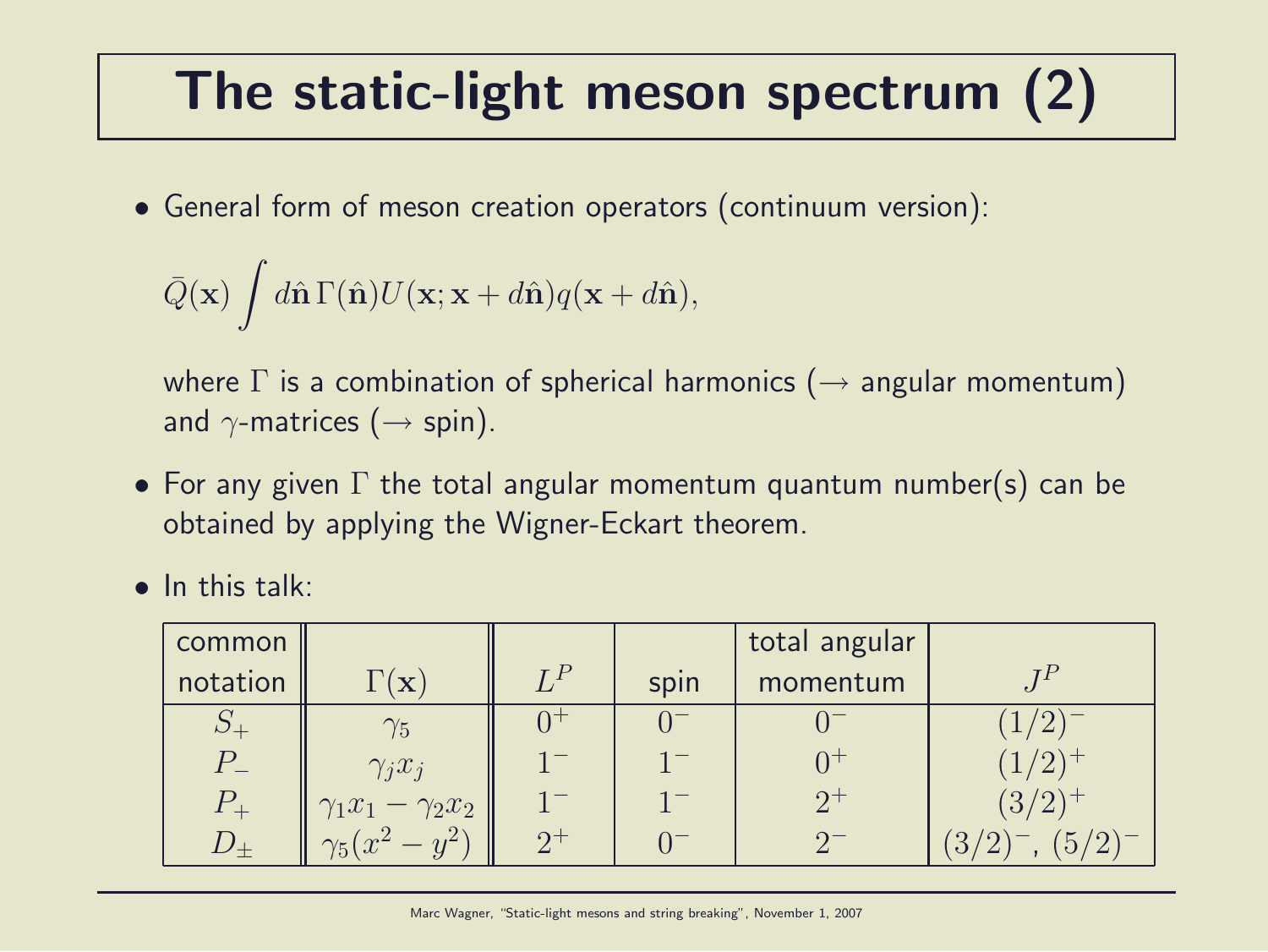# The static-light meson spectrum (2)

- General form of meson creation operators (continuum version):

$$\bar{Q}(\mathbf{x}) \int d\hat{\mathbf{n}} \, \Gamma(\hat{\mathbf{n}}) U(\mathbf{x}; \mathbf{x} + d\hat{\mathbf{n}}) q(\mathbf{x} + d\hat{\mathbf{n}}),$$

  where $\Gamma$ is a combination of spherical harmonics ($\rightarrow$ angular momentum) and $\gamma$-matrices ($\rightarrow$ spin).

- For any given $\Gamma$ the total angular momentum quantum number(s) can be obtained by applying the Wigner-Eckart theorem.

- In this talk:

| common notation | $\Gamma(\mathbf{x})$ | $L^P$ | spin | total angular momentum | $J^P$ |
|---|---|---|---|---|---|
| $S_+$ | $\gamma_5$ | $0^+$ | $0^-$ | $0^-$ | $(1/2)^-$ |
| $P_-$ | $\gamma_j x_j$ | $1^-$ | $1^-$ | $0^+$ | $(1/2)^+$ |
| $P_+$ | $\gamma_1 x_1 - \gamma_2 x_2$ | $1^-$ | $1^-$ | $2^+$ | $(3/2)^+$ |
| $D_\pm$ | $\gamma_5(x^2 - y^2)$ | $2^+$ | $0^-$ | $2^-$ | $(3/2)^-$, $(5/2)^-$ |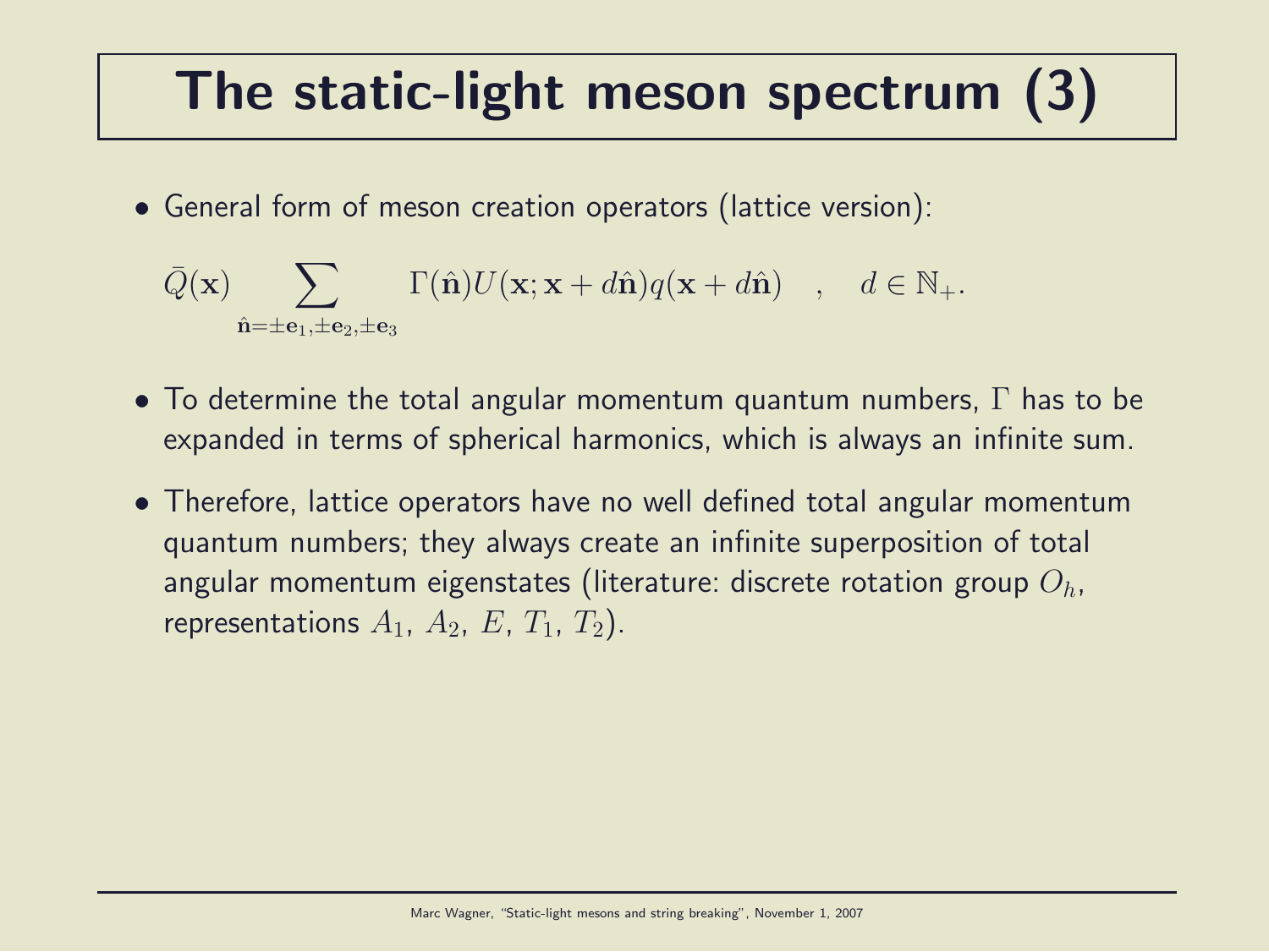# The static-light meson spectrum (3)

- General form of meson creation operators (lattice version):

$$\bar{Q}(\mathbf{x}) \sum_{\hat{\mathbf{n}}=\pm\mathbf{e}_1,\pm\mathbf{e}_2,\pm\mathbf{e}_3} \Gamma(\hat{\mathbf{n}}) U(\mathbf{x};\mathbf{x}+d\hat{\mathbf{n}}) q(\mathbf{x}+d\hat{\mathbf{n}}) \quad , \quad d \in \mathbb{N}_+ .$$

- To determine the total angular momentum quantum numbers, $\Gamma$ has to be expanded in terms of spherical harmonics, which is always an infinite sum.

- Therefore, lattice operators have no well defined total angular momentum quantum numbers; they always create an infinite superposition of total angular momentum eigenstates (literature: discrete rotation group $O_h$, representations $A_1$, $A_2$, $E$, $T_1$, $T_2$).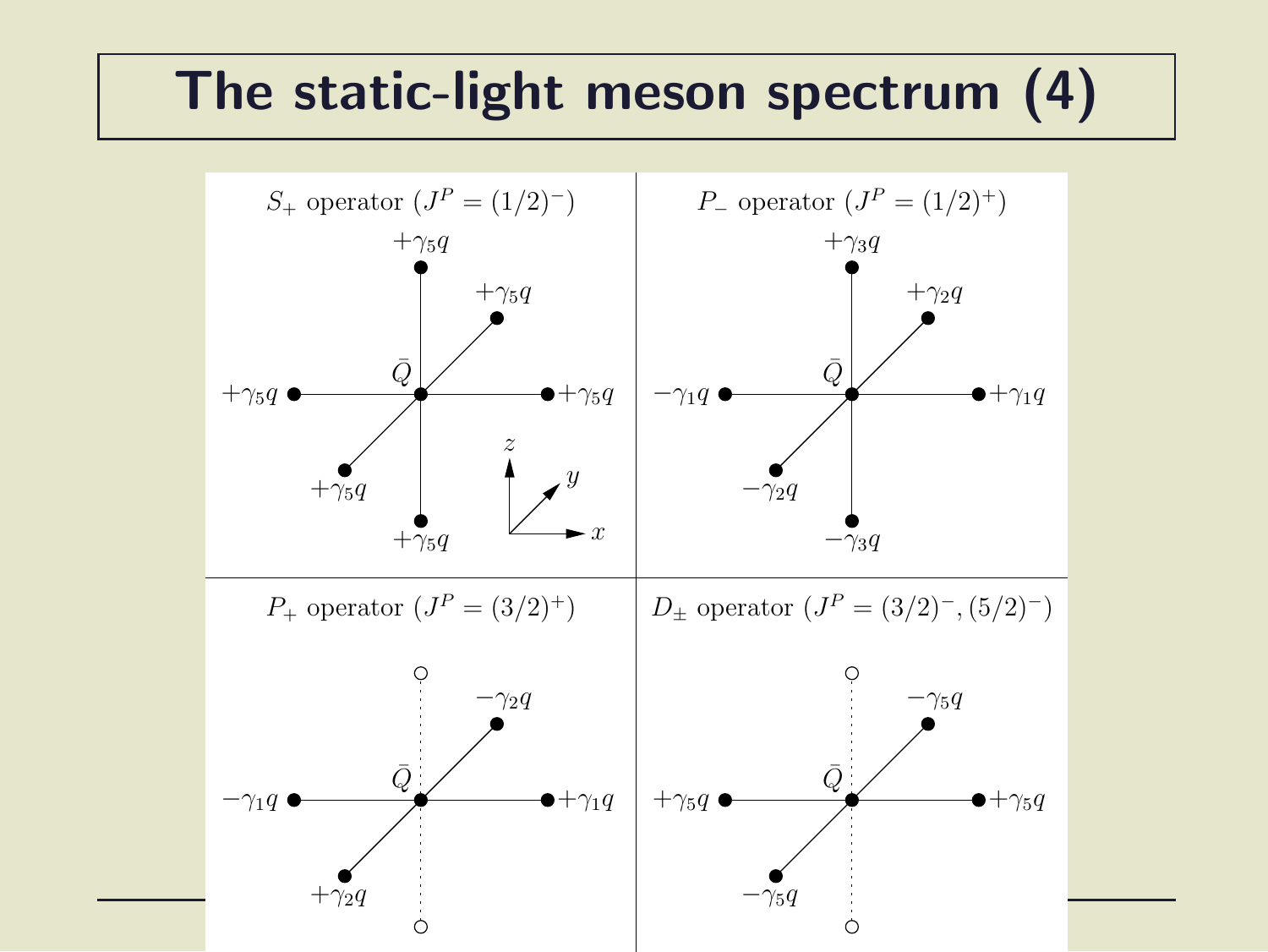# The static-light meson spectrum (4)

**$S_+$ operator ($J^P = (1/2)^-$)**

$+\gamma_5 q$, $+\gamma_5 q$, $+\gamma_5 q$, $+\gamma_5 q$, $+\gamma_5 q$, $+\gamma_5 q$, $\bar{Q}$

$z$, $y$, $x$

**$P_-$ operator ($J^P = (1/2)^+$)**

$+\gamma_3 q$, $+\gamma_2 q$, $-\gamma_1 q$, $+\gamma_1 q$, $-\gamma_2 q$, $-\gamma_3 q$, $\bar{Q}$

**$P_+$ operator ($J^P = (3/2)^+$)**

$-\gamma_2 q$, $-\gamma_1 q$, $+\gamma_1 q$, $+\gamma_2 q$, $\bar{Q}$

**$D_\pm$ operator ($J^P = (3/2)^-, (5/2)^-$)**

$-\gamma_5 q$, $+\gamma_5 q$, $+\gamma_5 q$, $-\gamma_5 q$, $\bar{Q}$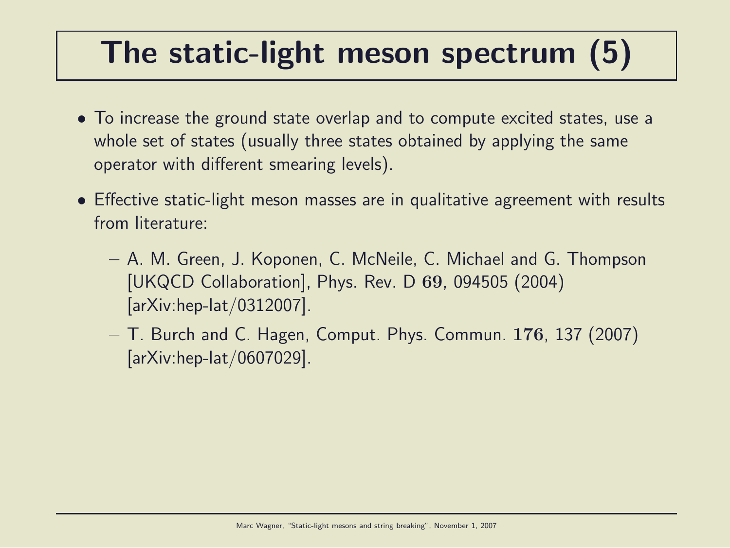# The static-light meson spectrum (5)

- To increase the ground state overlap and to compute excited states, use a whole set of states (usually three states obtained by applying the same operator with different smearing levels).
- Effective static-light meson masses are in qualitative agreement with results from literature:
  - A. M. Green, J. Koponen, C. McNeile, C. Michael and G. Thompson [UKQCD Collaboration], Phys. Rev. D **69**, 094505 (2004) [arXiv:hep-lat/0312007].
  - T. Burch and C. Hagen, Comput. Phys. Commun. **176**, 137 (2007) [arXiv:hep-lat/0607029].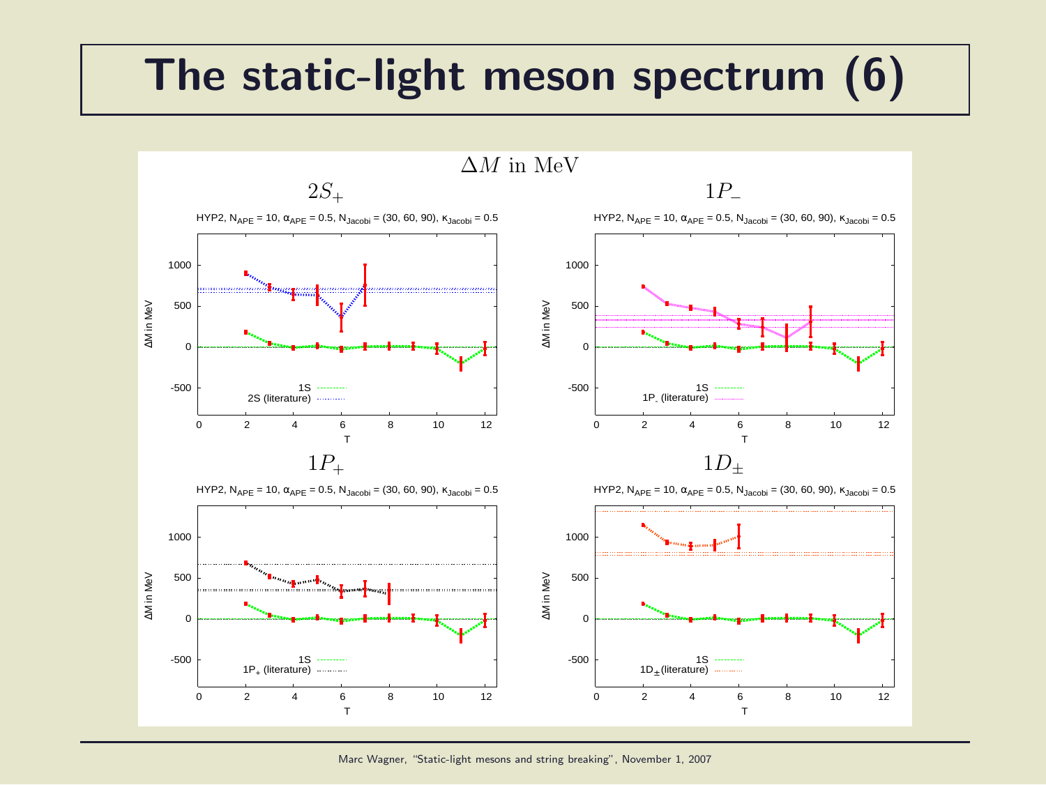# The static-light meson spectrum (6)

$\Delta M$ in MeV

$2S_+$

HYP2, $N_{APE} = 10$, $\alpha_{APE} = 0.5$, $N_{Jacobi} = (30, 60, 90)$, $\kappa_{Jacobi} = 0.5$

$1P_-$

HYP2, $N_{APE} = 10$, $\alpha_{APE} = 0.5$, $N_{Jacobi} = (30, 60, 90)$, $\kappa_{Jacobi} = 0.5$

$1P_+$

HYP2, $N_{APE} = 10$, $\alpha_{APE} = 0.5$, $N_{Jacobi} = (30, 60, 90)$, $\kappa_{Jacobi} = 0.5$

$1D_\pm$

HYP2, $N_{APE} = 10$, $\alpha_{APE} = 0.5$, $N_{Jacobi} = (30, 60, 90)$, $\kappa_{Jacobi} = 0.5$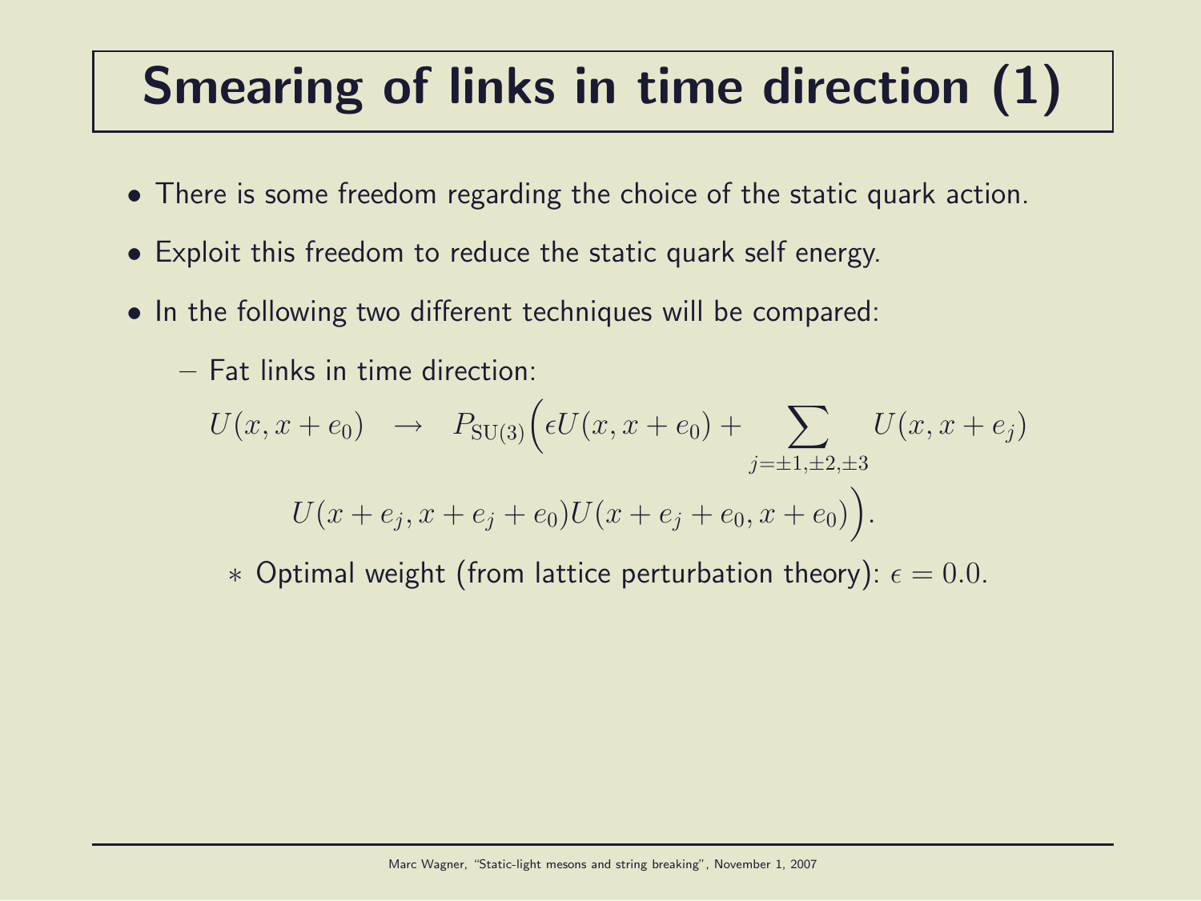# Smearing of links in time direction (1)

- There is some freedom regarding the choice of the static quark action.
- Exploit this freedom to reduce the static quark self energy.
- In the following two different techniques will be compared:
  - Fat links in time direction:

$$U(x, x+e_0) \quad \rightarrow \quad P_{\mathrm{SU}(3)}\Big(\epsilon U(x, x+e_0) + \sum_{j=\pm 1, \pm 2, \pm 3} U(x, x+e_j)$$

$$U(x+e_j, x+e_j+e_0) U(x+e_j+e_0, x+e_0)\Big).$$

    * Optimal weight (from lattice perturbation theory): $\epsilon = 0.0$.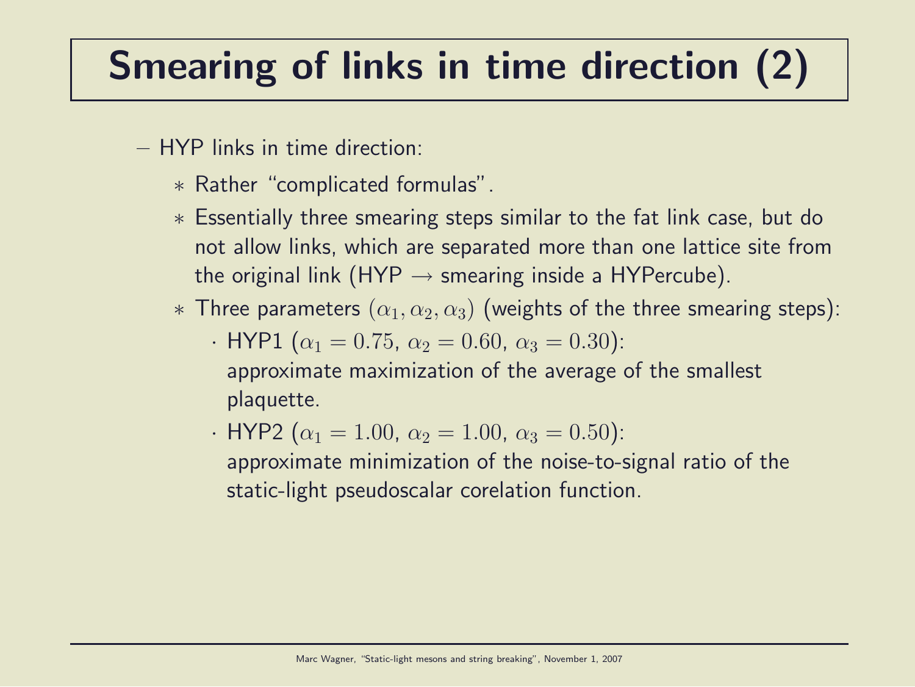# Smearing of links in time direction (2)

- HYP links in time direction:
  - Rather "complicated formulas".
  - Essentially three smearing steps similar to the fat link case, but do not allow links, which are separated more than one lattice site from the original link (HYP → smearing inside a HYPercube).
  - Three parameters $(\alpha_1, \alpha_2, \alpha_3)$ (weights of the three smearing steps):
    - HYP1 ($\alpha_1 = 0.75$, $\alpha_2 = 0.60$, $\alpha_3 = 0.30$): approximate maximization of the average of the smallest plaquette.
    - HYP2 ($\alpha_1 = 1.00$, $\alpha_2 = 1.00$, $\alpha_3 = 0.50$): approximate minimization of the noise-to-signal ratio of the static-light pseudoscalar corelation function.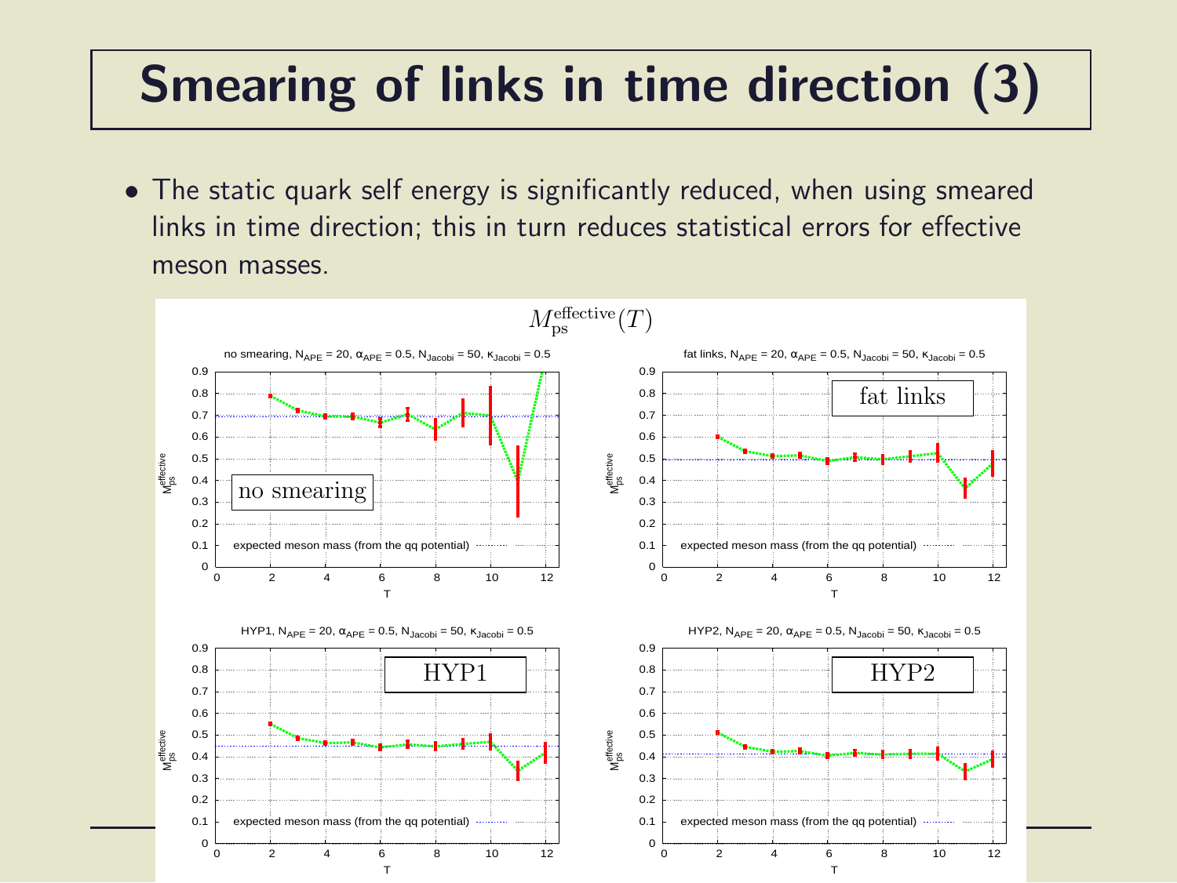# Smearing of links in time direction (3)

- The static quark self energy is significantly reduced, when using smeared links in time direction; this in turn reduces statistical errors for effective meson masses.

$M_{\mathrm{ps}}^{\mathrm{effective}}(T)$

no smearing, $N_{APE} = 20$, $\alpha_{APE} = 0.5$, $N_{Jacobi} = 50$, $\kappa_{Jacobi} = 0.5$

fat links, $N_{APE} = 20$, $\alpha_{APE} = 0.5$, $N_{Jacobi} = 50$, $\kappa_{Jacobi} = 0.5$

HYP1, $N_{APE} = 20$, $\alpha_{APE} = 0.5$, $N_{Jacobi} = 50$, $\kappa_{Jacobi} = 0.5$

HYP2, $N_{APE} = 20$, $\alpha_{APE} = 0.5$, $N_{Jacobi} = 50$, $\kappa_{Jacobi} = 0.5$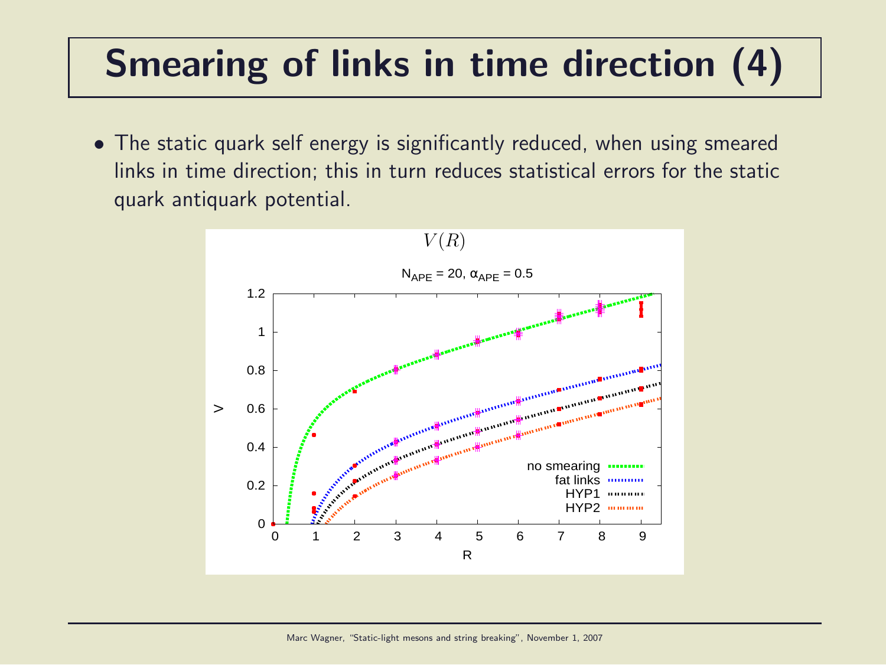# Smearing of links in time direction (4)

- The static quark self energy is significantly reduced, when using smeared links in time direction; this in turn reduces statistical errors for the static quark antiquark potential.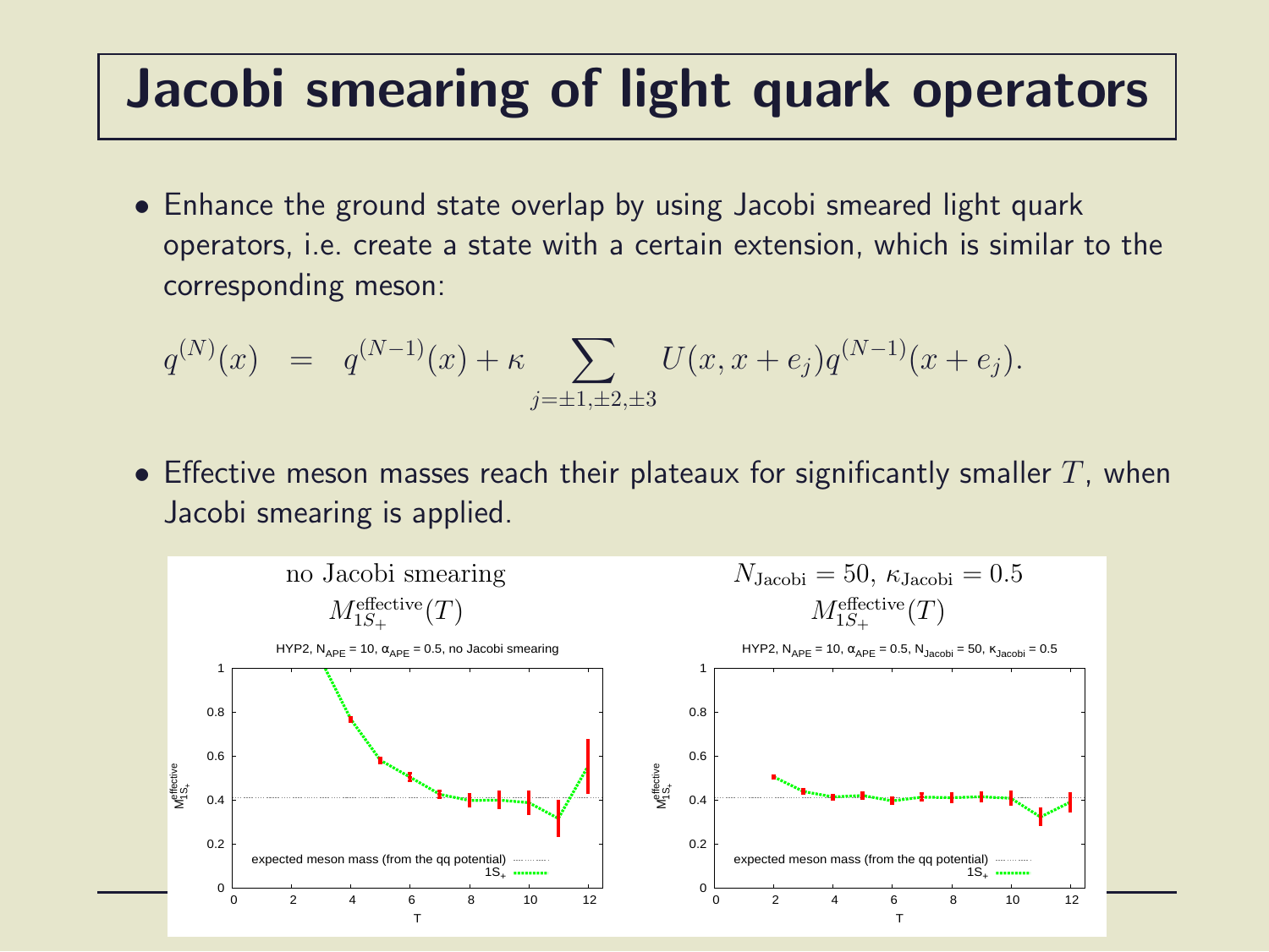# Jacobi smearing of light quark operators

- Enhance the ground state overlap by using Jacobi smeared light quark operators, i.e. create a state with a certain extension, which is similar to the corresponding meson:

$$q^{(N)}(x) \;\; = \;\; q^{(N-1)}(x) + \kappa \sum_{j=\pm 1,\pm 2,\pm 3} U(x, x+e_j) q^{(N-1)}(x+e_j).$$

- Effective meson masses reach their plateaux for significantly smaller $T$, when Jacobi smearing is applied.

no Jacobi smearing

$M^{\mathrm{effective}}_{1S_+}(T)$

$N_{\mathrm{Jacobi}} = 50$, $\kappa_{\mathrm{Jacobi}} = 0.5$

$M^{\mathrm{effective}}_{1S_+}(T)$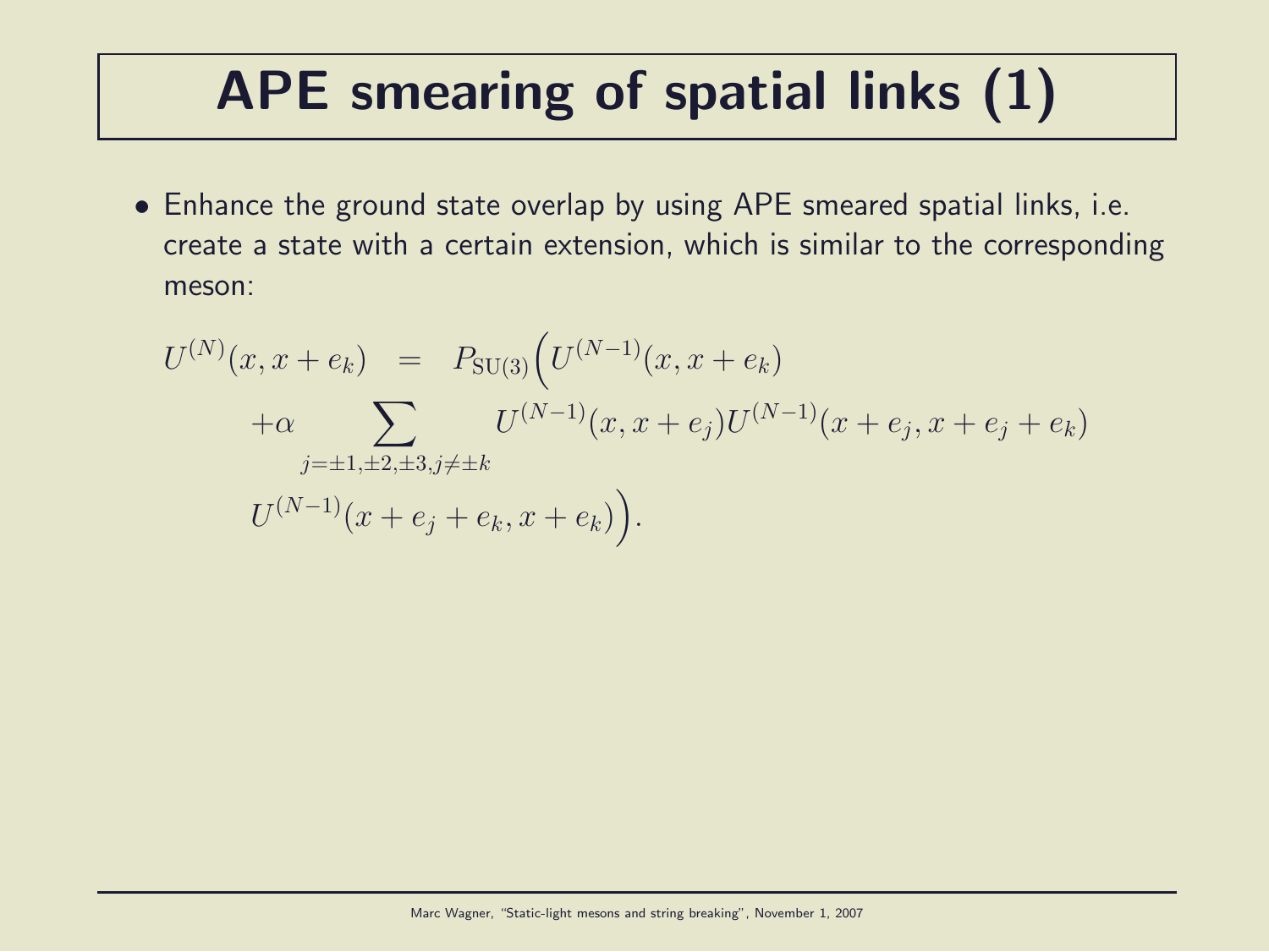# APE smearing of spatial links (1)

- Enhance the ground state overlap by using APE smeared spatial links, i.e. create a state with a certain extension, which is similar to the corresponding meson:

$$
\begin{aligned}
U^{(N)}(x, x+e_k) \quad = \quad & P_{\mathrm{SU}(3)}\Big(U^{(N-1)}(x, x+e_k) \\
& +\alpha \sum_{j=\pm 1, \pm 2, \pm 3, j \neq \pm k} U^{(N-1)}(x, x+e_j) U^{(N-1)}(x+e_j, x+e_j+e_k) \\
& U^{(N-1)}(x+e_j+e_k, x+e_k)\Big).
\end{aligned}
$$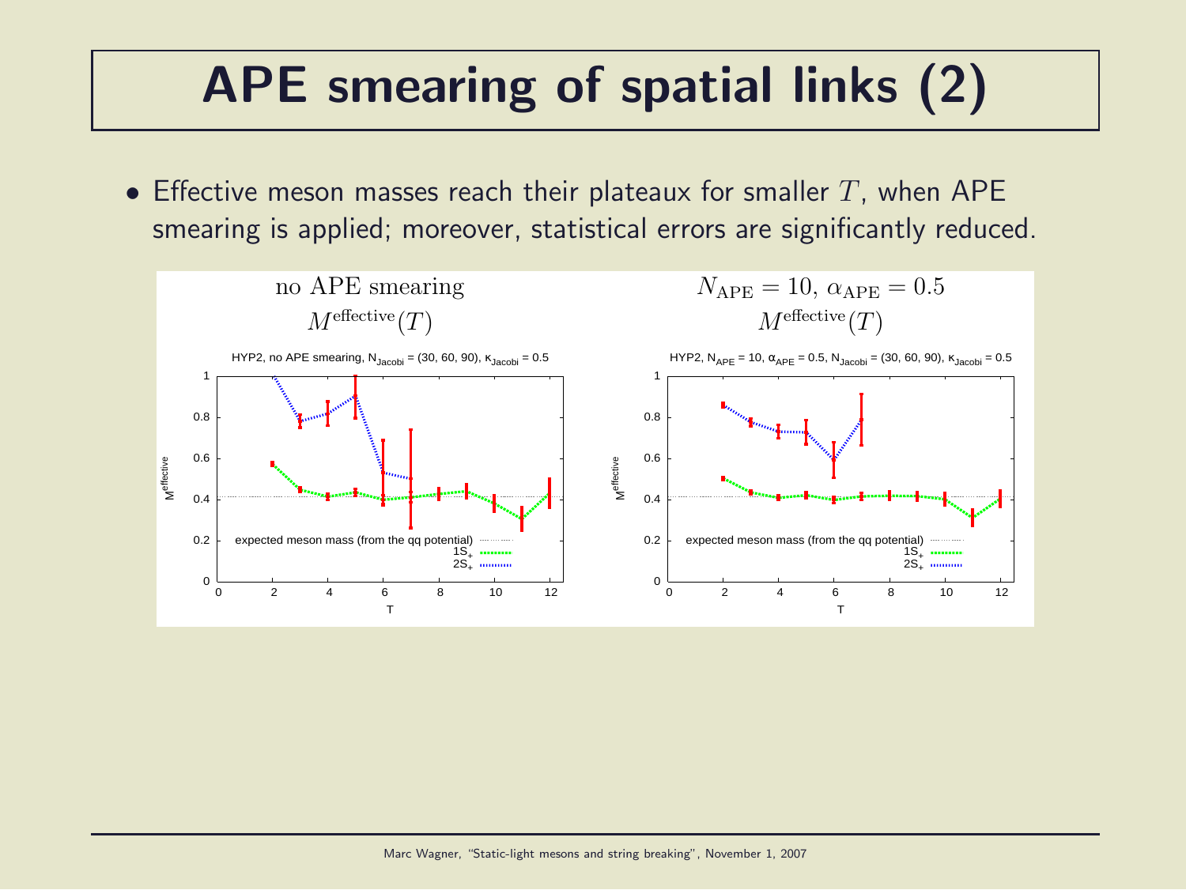# APE smearing of spatial links (2)

- Effective meson masses reach their plateaux for smaller $T$, when APE smearing is applied; moreover, statistical errors are significantly reduced.

no APE smearing

$M^{\text{effective}}(T)$

$N_{\text{APE}} = 10$, $\alpha_{\text{APE}} = 0.5$

$M^{\text{effective}}(T)$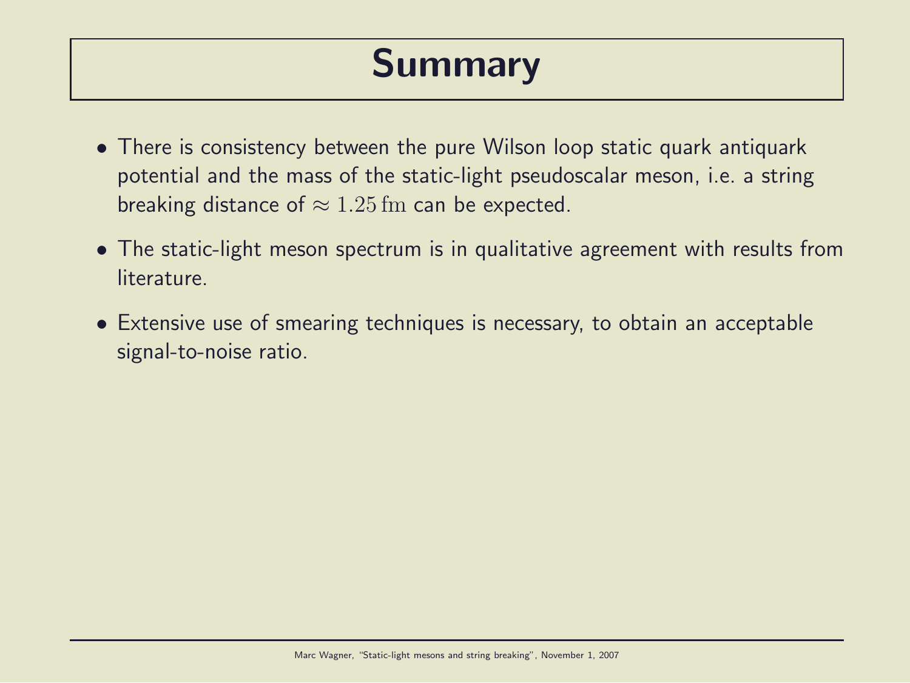# Summary

- There is consistency between the pure Wilson loop static quark antiquark potential and the mass of the static-light pseudoscalar meson, i.e. a string breaking distance of $\approx 1.25\,\mathrm{fm}$ can be expected.
- The static-light meson spectrum is in qualitative agreement with results from literature.
- Extensive use of smearing techniques is necessary, to obtain an acceptable signal-to-noise ratio.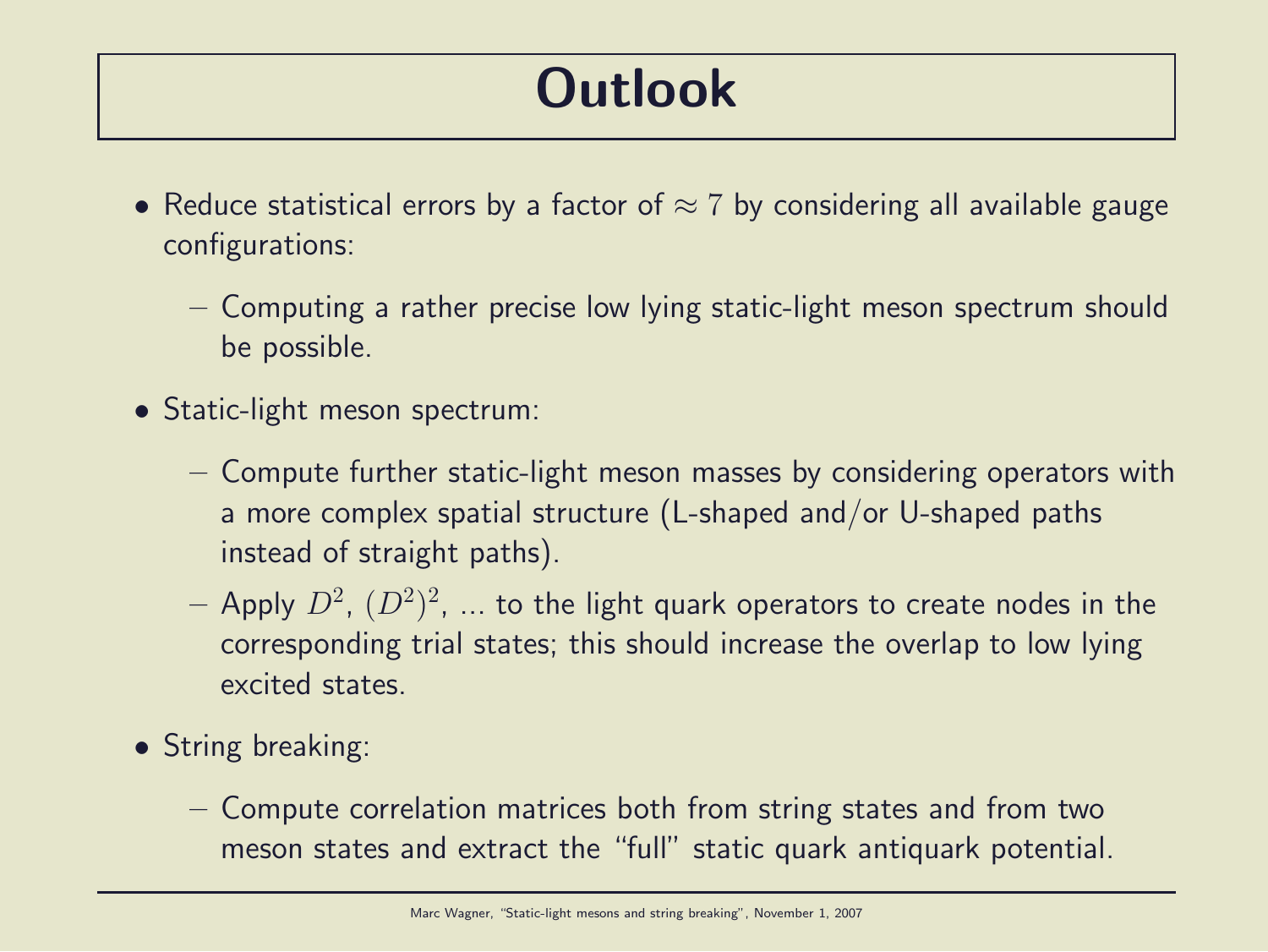# Outlook

- Reduce statistical errors by a factor of $\approx 7$ by considering all available gauge configurations:
  - Computing a rather precise low lying static-light meson spectrum should be possible.
- Static-light meson spectrum:
  - Compute further static-light meson masses by considering operators with a more complex spatial structure (L-shaped and/or U-shaped paths instead of straight paths).
  - Apply $D^2$, $(D^2)^2$, ... to the light quark operators to create nodes in the corresponding trial states; this should increase the overlap to low lying excited states.
- String breaking:
  - Compute correlation matrices both from string states and from two meson states and extract the "full" static quark antiquark potential.